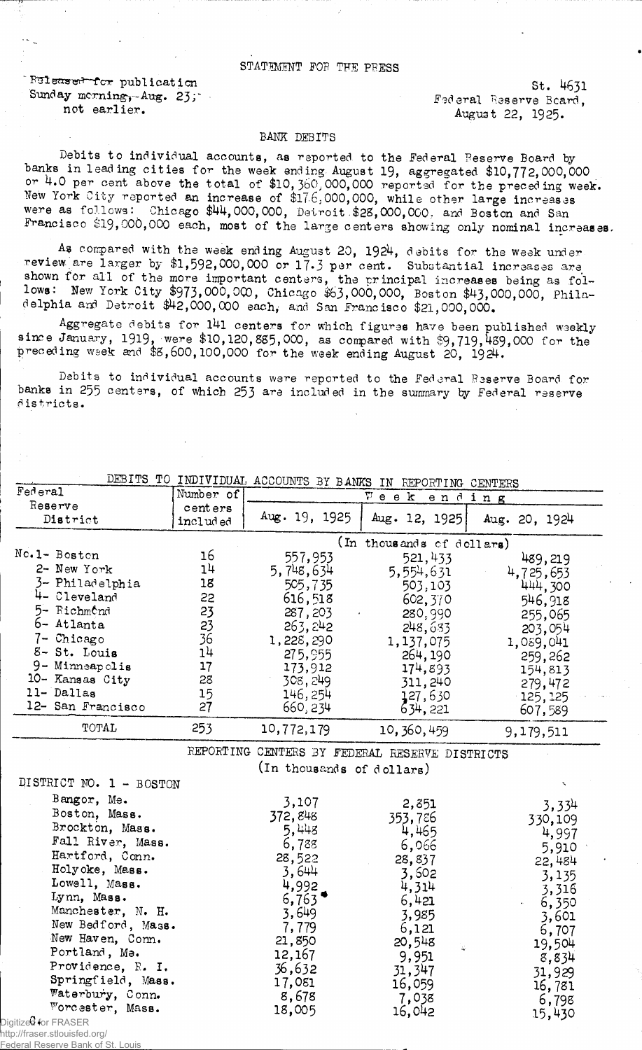STATEMENT FOR THE PRESS

Released for publication Sunday morning, Aug. 23; not earlier.

St. 4631
Federal Reserve Board,
August 22, 1925.

## BANK DEBITS

Debits to individual accounts, as reported to the Federal Reserve Board by banks in leading cities for the week ending August 19, aggregated $10,772,000,000 or 4.0 per cent above the total of $10,360,000,000 reported for the preceding week. New York City reported an increase of $176,000,000, while other large increases were as follows: Chicago $44,000,000, Detroit $28,000,000, and Boston and San Francisco $19,000,000 each, most of the large centers showing only nominal increases.

As compared with the week ending August 20, 1924, debits for the week under review are larger by $1,592,000,000 or 17.3 per cent. Substantial increases are shown for all of the more important centers, the principal increases being as follows: New York City $973,000,000, Chicago $63,000,000, Boston $43,000,000, Philadelphia and Detroit $42,000,000 each, and San Francisco $21,000,000.

Aggregate debits for 141 centers for which figures have been published weekly since January, 1919, were $10,120,885,000, as compared with $9,719,489,000 for the preceding week and $8,600,100,000 for the week ending August 20, 1924.

Debits to individual accounts were reported to the Federal Reserve Board for banks in 255 centers, of which 253 are included in the summary by Federal reserve districts.

DEBITS TO INDIVIDUAL ACCOUNTS BY BANKS IN REPORTING CENTERS

| Federal Reserve District | Number of centers included | Week ending Aug. 19, 1925 | Aug. 12, 1925 | Aug. 20, 1924 |
|---|---|---|---|---|
| | | (In thousands of dollars) | | |
| No. 1- Boston | 16 | 557,953 | 521,433 | 489,219 |
| 2- New York | 14 | 5,748,634 | 5,554,631 | 4,725,653 |
| 3- Philadelphia | 18 | 505,735 | 503,103 | 444,300 |
| 4- Cleveland | 22 | 616,518 | 602,370 | 546,918 |
| 5- Richmond | 23 | 287,203 | 280,990 | 255,065 |
| 6- Atlanta | 23 | 263,242 | 248,683 | 203,054 |
| 7- Chicago | 36 | 1,228,290 | 1,137,075 | 1,089,041 |
| 8- St. Louis | 14 | 275,955 | 264,190 | 259,262 |
| 9- Minneapolis | 17 | 173,912 | 174,893 | 154,813 |
| 10- Kansas City | 28 | 308,249 | 311,240 | 279,472 |
| 11- Dallas | 15 | 146,254 | 127,630 | 125,125 |
| 12- San Francisco | 27 | 660,234 | 634,221 | 607,589 |
| TOTAL | 253 | 10,772,179 | 10,360,459 | 9,179,511 |

REPORTING CENTERS BY FEDERAL RESERVE DISTRICTS
(In thousands of dollars)

| DISTRICT NO. 1 - BOSTON | Aug. 19, 1925 | Aug. 12, 1925 | Aug. 20, 1924 |
|---|---|---|---|
| Bangor, Me. | 3,107 | 2,851 | 3,334 |
| Boston, Mass. | 372,848 | 353,786 | 330,109 |
| Brockton, Mass. | 5,448 | 4,465 | 4,997 |
| Fall River, Mass. | 6,788 | 6,066 | 5,910 |
| Hartford, Conn. | 28,522 | 28,837 | 22,484 |
| Holyoke, Mass. | 3,644 | 3,602 | 3,135 |
| Lowell, Mass. | 4,992 | 4,314 | 3,316 |
| Lynn, Mass. | 6,763 | 6,421 | 6,350 |
| Manchester, N. H. | 3,649 | 3,985 | 3,601 |
| New Bedford, Mass. | 7,779 | 6,121 | 6,707 |
| New Haven, Conn. | 21,850 | 20,548 | 19,504 |
| Portland, Me. | 12,167 | 9,951 | 8,834 |
| Providence, R. I. | 36,632 | 31,347 | 31,929 |
| Springfield, Mass. | 17,081 | 16,059 | 16,781 |
| Waterbury, Conn. | 8,678 | 7,038 | 6,798 |
| Worcester, Mass. | 18,005 | 16,042 | 15,430 |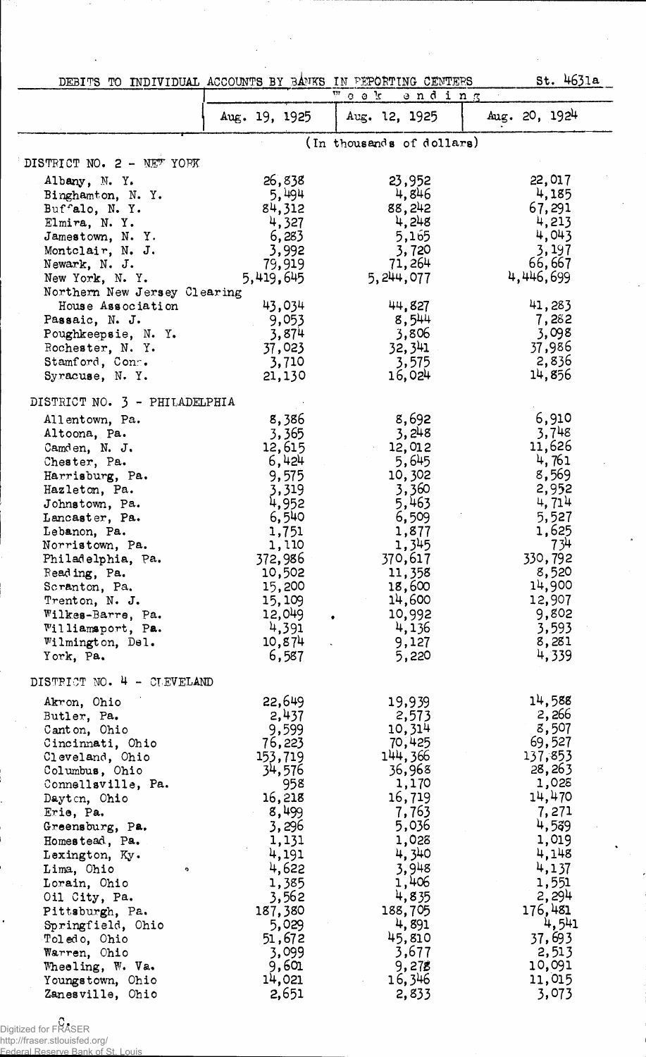DEBITS TO INDIVIDUAL ACCOUNTS BY BANKS IN REPORTING CENTERS St. 4631a

| | Week ending | | |
|---|---|---|---|
| | Aug. 19, 1925 | Aug. 12, 1925 | Aug. 20, 1924 |
| | (In thousands of dollars) | | |
| DISTRICT NO. 2 - NEW YORK | | | |
| Albany, N. Y. | 26,838 | 23,952 | 22,017 |
| Binghamton, N. Y. | 5,494 | 4,846 | 4,185 |
| Buffalo, N. Y. | 84,312 | 88,242 | 67,291 |
| Elmira, N. Y. | 4,327 | 4,248 | 4,213 |
| Jamestown, N. Y. | 6,283 | 5,165 | 4,043 |
| Montclair, N. J. | 3,992 | 3,720 | 3,197 |
| Newark, N. J. | 79,919 | 71,264 | 66,667 |
| New York, N. Y. | 5,419,645 | 5,244,077 | 4,446,699 |
| Northern New Jersey Clearing House Association | 43,034 | 44,827 | 41,283 |
| Passaic, N. J. | 9,053 | 8,544 | 7,282 |
| Poughkeepsie, N. Y. | 3,874 | 3,806 | 3,098 |
| Rochester, N. Y. | 37,023 | 32,341 | 37,986 |
| Stamford, Conn. | 3,710 | 3,575 | 2,836 |
| Syracuse, N. Y. | 21,130 | 16,024 | 14,856 |
| DISTRICT NO. 3 - PHILADELPHIA | | | |
| Allentown, Pa. | 8,386 | 8,692 | 6,910 |
| Altoona, Pa. | 3,365 | 3,248 | 3,748 |
| Camden, N. J. | 12,615 | 12,012 | 11,626 |
| Chester, Pa. | 6,424 | 5,645 | 4,761 |
| Harrisburg, Pa. | 9,575 | 10,302 | 8,569 |
| Hazleton, Pa. | 3,319 | 3,360 | 2,952 |
| Johnstown, Pa. | 4,952 | 5,463 | 4,714 |
| Lancaster, Pa. | 6,540 | 6,509 | 5,527 |
| Lebanon, Pa. | 1,751 | 1,877 | 1,625 |
| Norristown, Pa. | 1,110 | 1,345 | 734 |
| Philadelphia, Pa. | 372,986 | 370,617 | 330,792 |
| Reading, Pa. | 10,502 | 11,358 | 8,520 |
| Scranton, Pa. | 15,200 | 18,600 | 14,900 |
| Trenton, N. J. | 15,109 | 14,600 | 12,907 |
| Wilkes-Barre, Pa. | 12,049 | 10,992 | 9,802 |
| Williamsport, Pa. | 4,391 | 4,136 | 3,593 |
| Wilmington, Del. | 10,874 | 9,127 | 8,281 |
| York, Pa. | 6,587 | 5,220 | 4,339 |
| DISTRICT NO. 4 - CLEVELAND | | | |
| Akron, Ohio | 22,649 | 19,939 | 14,588 |
| Butler, Pa. | 2,437 | 2,573 | 2,266 |
| Canton, Ohio | 9,599 | 10,314 | 8,507 |
| Cincinnati, Ohio | 76,223 | 70,425 | 69,527 |
| Cleveland, Ohio | 153,719 | 144,366 | 137,853 |
| Columbus, Ohio | 34,576 | 36,968 | 28,263 |
| Connellsville, Pa. | 958 | 1,170 | 1,028 |
| Dayton, Ohio | 16,218 | 16,719 | 14,470 |
| Erie, Pa. | 8,499 | 7,763 | 7,271 |
| Greensburg, Pa. | 3,296 | 5,036 | 4,589 |
| Homestead, Pa. | 1,131 | 1,028 | 1,019 |
| Lexington, Ky. | 4,191 | 4,340 | 4,148 |
| Lima, Ohio | 4,622 | 3,948 | 4,137 |
| Lorain, Ohio | 1,385 | 1,406 | 1,551 |
| Oil City, Pa. | 3,562 | 4,835 | 2,294 |
| Pittsburgh, Pa. | 187,380 | 188,705 | 176,481 |
| Springfield, Ohio | 5,029 | 4,891 | 4,541 |
| Toledo, Ohio | 51,672 | 45,810 | 37,693 |
| Warren, Ohio | 3,099 | 3,677 | 2,513 |
| Wheeling, W. Va. | 9,601 | 9,278 | 10,091 |
| Youngstown, Ohio | 14,021 | 16,346 | 11,015 |
| Zanesville, Ohio | 2,651 | 2,833 | 3,073 |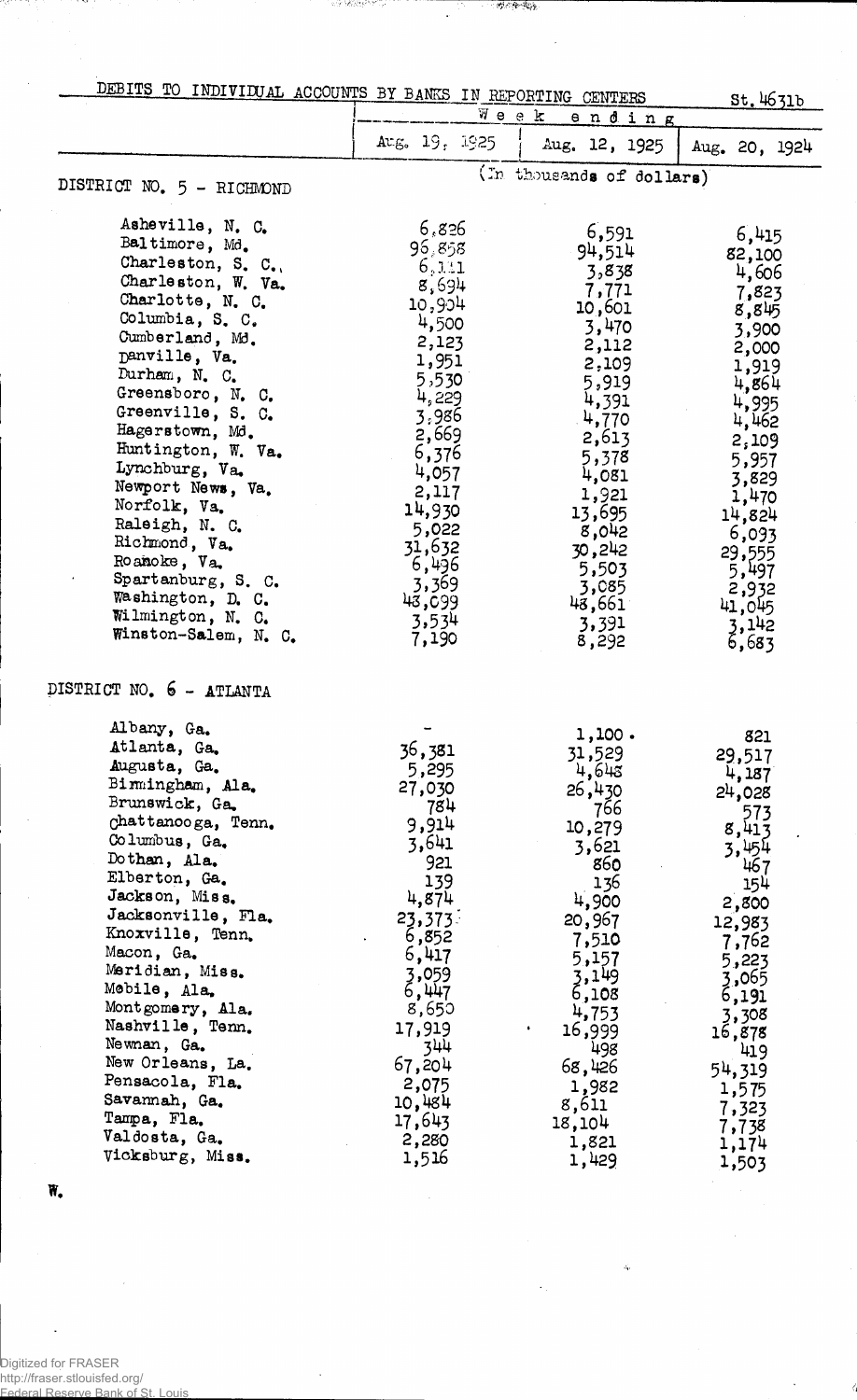## DEBITS TO INDIVIDUAL ACCOUNTS BY BANKS IN REPORTING CENTERS

St. 4631b

| | Week ending | | |
|---|---|---|---|
| | Aug. 19, 1925 | Aug. 12, 1925 | Aug. 20, 1924 |
| | (In thousands of dollars) | | |
| **DISTRICT NO. 5 - RICHMOND** | | | |
| Asheville, N. C. | 6,826 | 6,591 | 6,415 |
| Baltimore, Md. | 96,858 | 94,514 | 82,100 |
| Charleston, S. C. | 6,111 | 3,838 | 4,606 |
| Charleston, W. Va. | 8,694 | 7,771 | 7,823 |
| Charlotte, N. C. | 10,904 | 10,601 | 8,845 |
| Columbia, S. C. | 4,500 | 3,470 | 3,900 |
| Cumberland, Md. | 2,123 | 2,112 | 2,000 |
| Danville, Va. | 1,951 | 2,109 | 1,919 |
| Durham, N. C. | 5,530 | 5,919 | 4,864 |
| Greensboro, N. C. | 4,229 | 4,391 | 4,995 |
| Greenville, S. C. | 3,986 | 4,770 | 4,462 |
| Hagerstown, Md. | 2,669 | 2,613 | 2,109 |
| Huntington, W. Va. | 6,376 | 5,378 | 5,957 |
| Lynchburg, Va. | 4,057 | 4,081 | 3,829 |
| Newport News, Va. | 2,117 | 1,921 | 1,470 |
| Norfolk, Va. | 14,930 | 13,695 | 14,824 |
| Raleigh, N. C. | 5,022 | 8,042 | 6,093 |
| Richmond, Va. | 31,632 | 30,242 | 29,555 |
| Roanoke, Va. | 6,496 | 5,503 | 5,497 |
| Spartanburg, S. C. | 3,369 | 3,085 | 2,932 |
| Washington, D. C. | 48,099 | 48,661 | 41,045 |
| Wilmington, N. C. | 3,534 | 3,391 | 3,142 |
| Winston-Salem, N. C. | 7,190 | 8,292 | 6,683 |
| **DISTRICT NO. 6 - ATLANTA** | | | |
| Albany, Ga. | - | 1,100 | 821 |
| Atlanta, Ga. | 36,381 | 31,529 | 29,517 |
| Augusta, Ga. | 5,295 | 4,648 | 4,187 |
| Birmingham, Ala. | 27,030 | 26,430 | 24,028 |
| Brunswick, Ga. | 784 | 766 | 573 |
| Chattanooga, Tenn. | 9,914 | 10,279 | 8,413 |
| Columbus, Ga. | 3,641 | 3,621 | 3,454 |
| Dothan, Ala. | 921 | 860 | 467 |
| Elberton, Ga. | 139 | 136 | 154 |
| Jackson, Miss. | 4,874 | 4,900 | 2,800 |
| Jacksonville, Fla. | 23,373 | 20,967 | 12,983 |
| Knoxville, Tenn. | 6,852 | 7,510 | 7,762 |
| Macon, Ga. | 6,417 | 5,157 | 5,223 |
| Meridian, Miss. | 3,059 | 3,149 | 3,065 |
| Mobile, Ala. | 6,447 | 6,108 | 6,191 |
| Montgomery, Ala. | 8,650 | 4,753 | 3,308 |
| Nashville, Tenn. | 17,919 | 16,999 | 16,878 |
| Newnan, Ga. | 344 | 498 | 419 |
| New Orleans, La. | 67,204 | 68,426 | 54,319 |
| Pensacola, Fla. | 2,075 | 1,982 | 1,575 |
| Savannah, Ga. | 10,484 | 8,611 | 7,323 |
| Tampa, Fla. | 17,643 | 18,104 | 7,738 |
| Valdosta, Ga. | 2,280 | 1,821 | 1,174 |
| Vicksburg, Miss. | 1,516 | 1,429 | 1,503 |

W.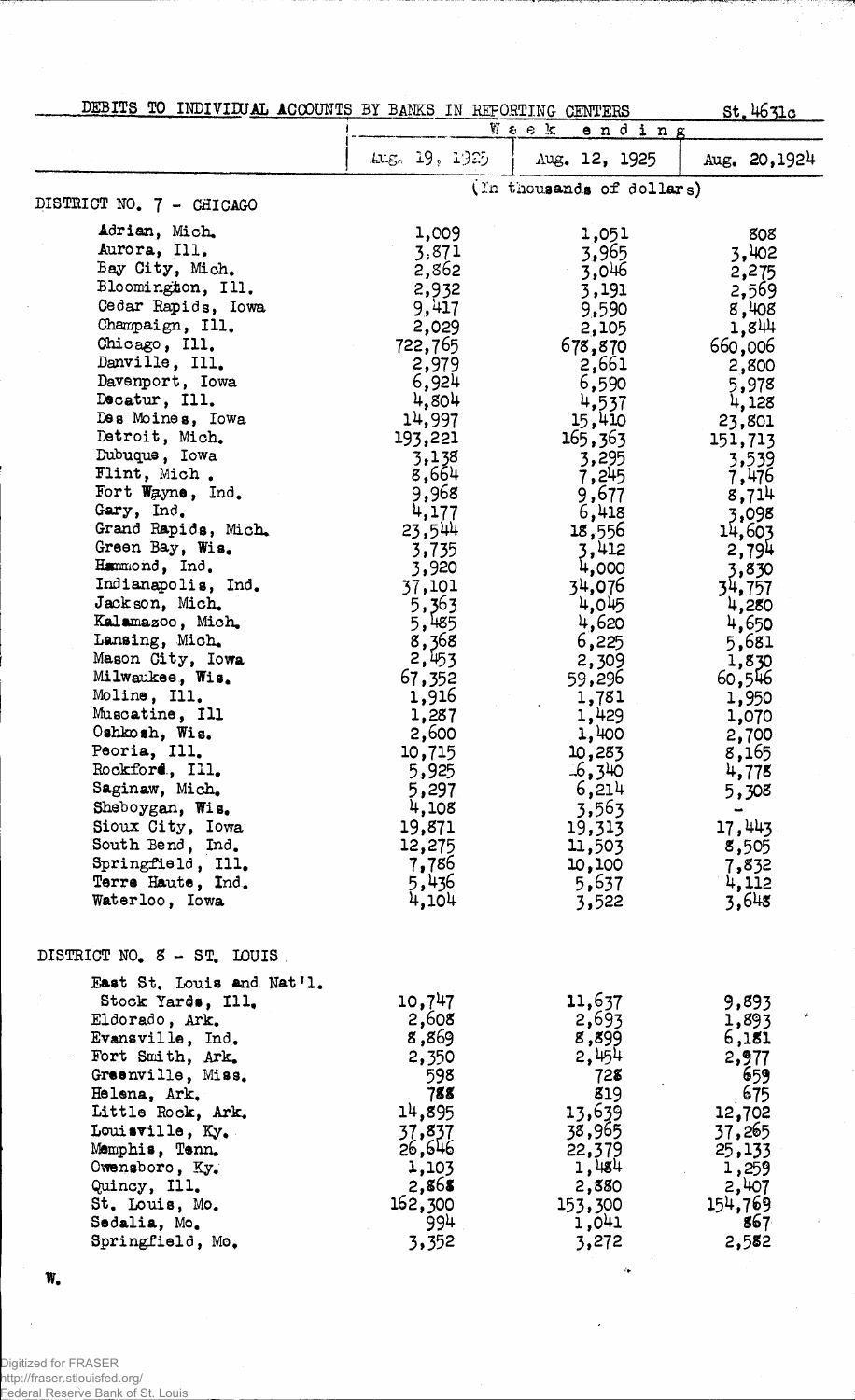DEBITS TO INDIVIDUAL ACCOUNTS BY BANKS IN REPORTING CENTERS

St. 4631c

| | Week ending | | |
|---|---|---|---|
| | Aug. 19, 1925 | Aug. 12, 1925 | Aug. 20, 1924 |
| | (In thousands of dollars) | | |
| **DISTRICT NO. 7 - CHICAGO** | | | |
| Adrian, Mich. | 1,009 | 1,051 | 808 |
| Aurora, Ill. | 3,871 | 3,965 | 3,402 |
| Bay City, Mich. | 2,862 | 3,046 | 2,275 |
| Bloomington, Ill. | 2,932 | 3,191 | 2,569 |
| Cedar Rapids, Iowa | 9,417 | 9,590 | 8,408 |
| Champaign, Ill. | 2,029 | 2,105 | 1,844 |
| Chicago, Ill. | 722,765 | 678,870 | 660,006 |
| Danville, Ill. | 2,979 | 2,661 | 2,800 |
| Davenport, Iowa | 6,924 | 6,590 | 5,978 |
| Decatur, Ill. | 4,804 | 4,537 | 4,128 |
| Des Moines, Iowa | 14,997 | 15,410 | 23,801 |
| Detroit, Mich. | 193,221 | 165,363 | 151,713 |
| Dubuque, Iowa | 3,138 | 3,295 | 3,539 |
| Flint, Mich. | 8,664 | 7,245 | 7,476 |
| Fort Wayne, Ind. | 9,968 | 9,677 | 8,714 |
| Gary, Ind. | 4,177 | 6,418 | 3,098 |
| Grand Rapids, Mich. | 23,544 | 18,556 | 14,603 |
| Green Bay, Wis. | 3,735 | 3,412 | 2,794 |
| Hammond, Ind. | 3,920 | 4,000 | 3,830 |
| Indianapolis, Ind. | 37,101 | 34,076 | 34,757 |
| Jackson, Mich. | 5,363 | 4,045 | 4,280 |
| Kalamazoo, Mich. | 5,485 | 4,620 | 4,650 |
| Lansing, Mich. | 8,368 | 6,225 | 5,681 |
| Mason City, Iowa | 2,453 | 2,309 | 1,830 |
| Milwaukee, Wis. | 67,352 | 59,296 | 60,546 |
| Moline, Ill. | 1,916 | 1,781 | 1,950 |
| Muscatine, Ill | 1,287 | 1,429 | 1,070 |
| Oshkosh, Wis. | 2,600 | 1,400 | 2,700 |
| Peoria, Ill. | 10,715 | 10,283 | 8,165 |
| Rockford, Ill. | 5,925 | 6,340 | 4,778 |
| Saginaw, Mich. | 5,297 | 6,214 | 5,308 |
| Sheboygan, Wis. | 4,108 | 3,563 | - |
| Sioux City, Iowa | 19,871 | 19,313 | 17,443 |
| South Bend, Ind. | 12,275 | 11,503 | 8,505 |
| Springfield, Ill. | 7,786 | 10,100 | 7,832 |
| Terre Haute, Ind. | 5,436 | 5,637 | 4,112 |
| Waterloo, Iowa | 4,104 | 3,522 | 3,648 |
| **DISTRICT NO. 8 - ST. LOUIS** | | | |
| East St. Louis and Nat'l. Stock Yards, Ill. | 10,747 | 11,637 | 9,893 |
| Eldorado, Ark. | 2,608 | 2,693 | 1,893 |
| Evansville, Ind. | 8,869 | 8,899 | 6,181 |
| Fort Smith, Ark. | 2,350 | 2,454 | 2,977 |
| Greenville, Miss. | 598 | 728 | 659 |
| Helena, Ark. | 788 | 819 | 675 |
| Little Rock, Ark. | 14,895 | 13,639 | 12,702 |
| Louisville, Ky. | 37,837 | 38,965 | 37,265 |
| Memphis, Tenn. | 26,646 | 22,379 | 25,133 |
| Owensboro, Ky. | 1,103 | 1,484 | 1,259 |
| Quincy, Ill. | 2,868 | 2,880 | 2,407 |
| St. Louis, Mo. | 162,300 | 153,300 | 154,769 |
| Sedalia, Mo. | 994 | 1,041 | 867 |
| Springfield, Mo. | 3,352 | 3,272 | 2,582 |

W.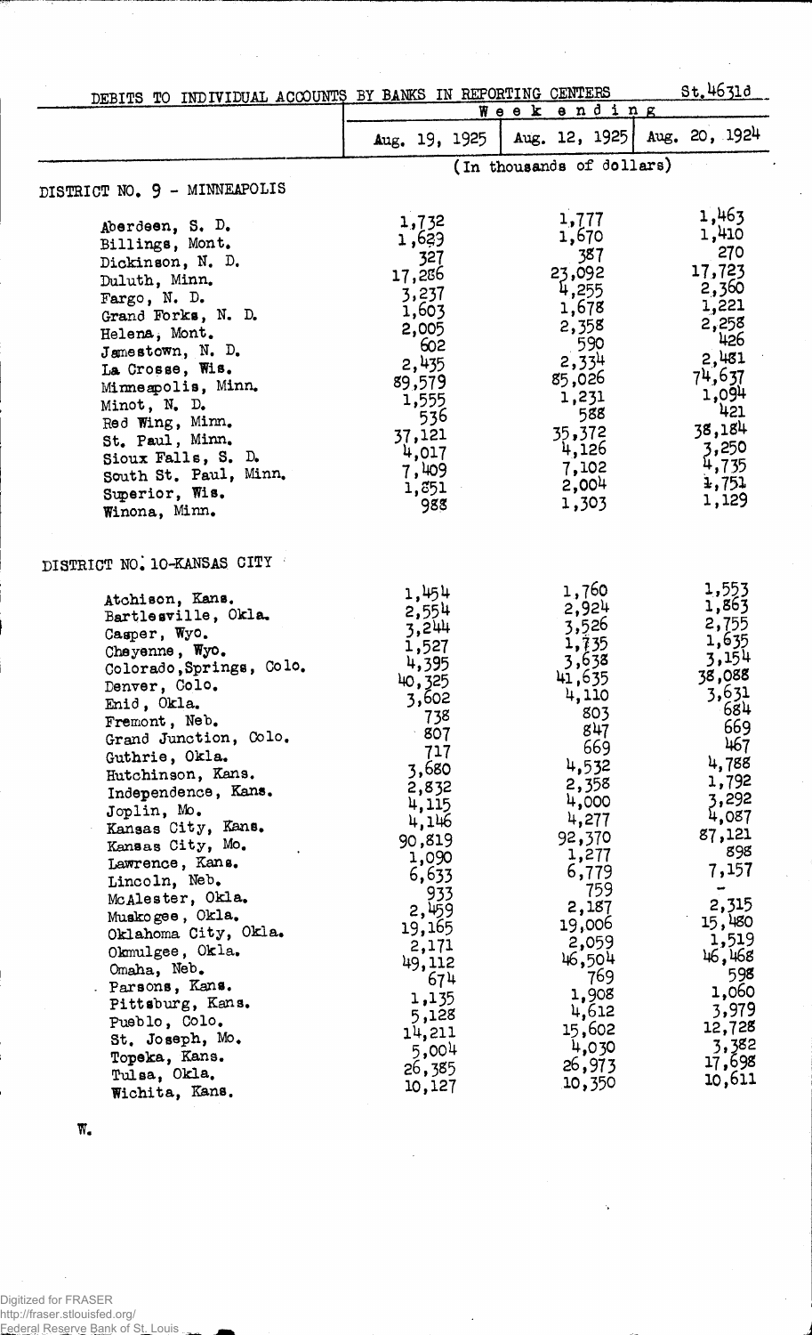St.4631d

## DEBITS TO INDIVIDUAL ACCOUNTS BY BANKS IN REPORTING CENTERS

| | Week ending | | |
|---|---|---|---|
| | Aug. 19, 1925 | Aug. 12, 1925 | Aug. 20, 1924 |
| | (In thousands of dollars) | | |
| **DISTRICT NO. 9 - MINNEAPOLIS** | | | |
| Aberdeen, S. D. | 1,732 | 1,777 | 1,463 |
| Billings, Mont. | 1,629 | 1,670 | 1,410 |
| Dickinson, N. D. | 327 | 387 | 270 |
| Duluth, Minn. | 17,286 | 23,092 | 17,723 |
| Fargo, N. D. | 3,237 | 4,255 | 2,360 |
| Grand Forks, N. D. | 1,603 | 1,678 | 1,221 |
| Helena, Mont. | 2,005 | 2,358 | 2,258 |
| Jamestown, N. D. | 602 | 590 | 426 |
| La Crosse, Wis. | 2,435 | 2,334 | 2,481 |
| Minneapolis, Minn. | 89,579 | 85,026 | 74,637 |
| Minot, N. D. | 1,555 | 1,231 | 1,094 |
| Red Wing, Minn. | 536 | 588 | 421 |
| St. Paul, Minn. | 37,121 | 35,372 | 38,184 |
| Sioux Falls, S. D. | 4,017 | 4,126 | 3,250 |
| South St. Paul, Minn. | 7,409 | 7,102 | 4,735 |
| Superior, Wis. | 1,851 | 2,004 | 1,751 |
| Winona, Minn. | 988 | 1,303 | 1,129 |
| **DISTRICT NO. 10-KANSAS CITY** | | | |
| Atchison, Kans. | 1,454 | 1,760 | 1,553 |
| Bartlesville, Okla. | 2,554 | 2,924 | 1,863 |
| Casper, Wyo. | 3,244 | 3,526 | 2,755 |
| Cheyenne, Wyo. | 1,527 | 1,735 | 1,635 |
| Colorado Springs, Colo. | 4,395 | 3,638 | 3,154 |
| Denver, Colo. | 40,325 | 41,635 | 38,088 |
| Enid, Okla. | 3,602 | 4,110 | 3,631 |
| Fremont, Neb. | 738 | 803 | 684 |
| Grand Junction, Colo. | 807 | 847 | 669 |
| Guthrie, Okla. | 717 | 669 | 467 |
| Hutchinson, Kans. | 3,680 | 4,532 | 4,788 |
| Independence, Kans. | 2,832 | 2,358 | 1,792 |
| Joplin, Mo. | 4,115 | 4,000 | 3,292 |
| Kansas City, Kans. | 4,146 | 4,277 | 4,087 |
| Kansas City, Mo. | 90,819 | 92,370 | 87,121 |
| Lawrence, Kans. | 1,090 | 1,277 | 898 |
| Lincoln, Neb. | 6,633 | 6,779 | 7,157 |
| McAlester, Okla. | 933 | 759 | - |
| Muskogee, Okla. | 2,459 | 2,187 | 2,315 |
| Oklahoma City, Okla. | 19,165 | 19,006 | 15,480 |
| Okmulgee, Okla. | 2,171 | 2,059 | 1,519 |
| Omaha, Neb. | 49,112 | 46,504 | 46,468 |
| Parsons, Kans. | 674 | 769 | 598 |
| Pittsburg, Kans. | 1,135 | 1,908 | 1,060 |
| Pueblo, Colo. | 5,128 | 4,612 | 3,979 |
| St. Joseph, Mo. | 14,211 | 15,602 | 12,728 |
| Topeka, Kans. | 5,004 | 4,030 | 3,382 |
| Tulsa, Okla. | 26,385 | 26,973 | 17,698 |
| Wichita, Kans. | 10,127 | 10,350 | 10,611 |

W.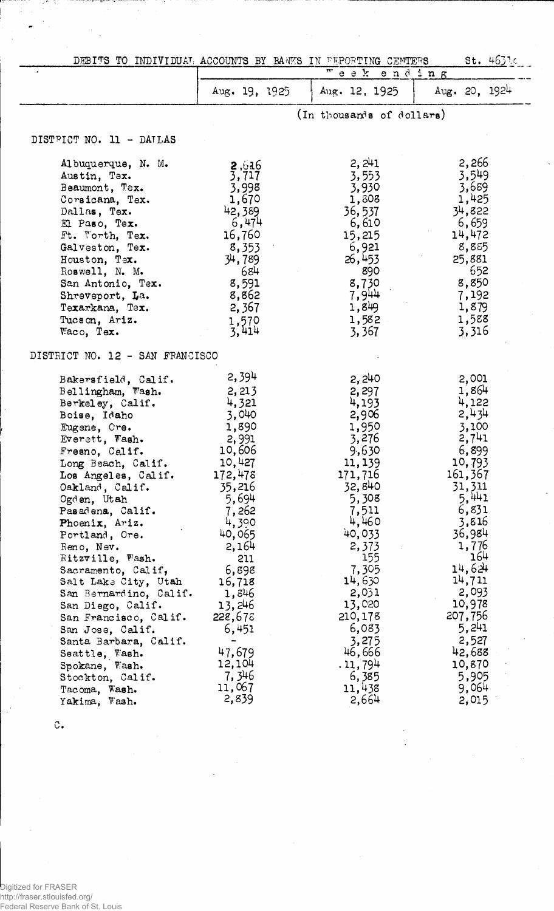DEBITS TO INDIVIDUAL ACCOUNTS BY BANKS IN REPORTING CENTERS St. 4631c

| | Week ending | | |
|---|---|---|---|
| | Aug. 19, 1925 | Aug. 12, 1925 | Aug. 20, 1924 |
| | (In thousands of dollars) | | |
| **DISTRICT NO. 11 - DALLAS** | | | |
| Albuquerque, N. M. | 2,616 | 2,241 | 2,266 |
| Austin, Tex. | 3,717 | 3,553 | 3,549 |
| Beaumont, Tex. | 3,998 | 3,930 | 3,689 |
| Corsicana, Tex. | 1,670 | 1,608 | 1,425 |
| Dallas, Tex. | 42,389 | 36,537 | 34,822 |
| El Paso, Tex. | 6,474 | 6,610 | 6,659 |
| Ft. Worth, Tex. | 16,760 | 15,215 | 14,472 |
| Galveston, Tex. | 8,353 | 6,921 | 8,885 |
| Houston, Tex. | 34,789 | 26,453 | 25,881 |
| Roswell, N. M. | 684 | 890 | 652 |
| San Antonio, Tex. | 8,591 | 8,730 | 8,850 |
| Shreveport, La. | 8,862 | 7,944 | 7,192 |
| Texarkana, Tex. | 2,367 | 1,849 | 1,879 |
| Tucson, Ariz. | 1,570 | 1,582 | 1,588 |
| Waco, Tex. | 3,414 | 3,367 | 3,316 |
| **DISTRICT NO. 12 - SAN FRANCISCO** | | | |
| Bakersfield, Calif. | 2,394 | 2,240 | 2,001 |
| Bellingham, Wash. | 2,213 | 2,297 | 1,864 |
| Berkeley, Calif. | 4,321 | 4,193 | 4,122 |
| Boise, Idaho | 3,040 | 2,906 | 2,434 |
| Eugene, Ore. | 1,890 | 1,950 | 3,100 |
| Everett, Wash. | 2,991 | 3,276 | 2,741 |
| Fresno, Calif. | 10,606 | 9,630 | 6,899 |
| Long Beach, Calif. | 10,427 | 11,139 | 10,793 |
| Los Angeles, Calif. | 172,478 | 171,716 | 161,367 |
| Oakland, Calif. | 35,216 | 32,840 | 31,311 |
| Ogden, Utah | 5,694 | 5,308 | 5,441 |
| Pasadena, Calif. | 7,262 | 7,511 | 6,831 |
| Phoenix, Ariz. | 4,390 | 4,460 | 3,816 |
| Portland, Ore. | 40,065 | 40,033 | 36,984 |
| Reno, Nev. | 2,164 | 2,373 | 1,776 |
| Ritzville, Wash. | 211 | 155 | 164 |
| Sacramento, Calif. | 6,898 | 7,305 | 14,624 |
| Salt Lake City, Utah | 16,718 | 14,630 | 14,711 |
| San Bernardino, Calif. | 1,846 | 2,031 | 2,093 |
| San Diego, Calif. | 13,246 | 13,020 | 10,978 |
| San Francisco, Calif. | 228,678 | 210,178 | 207,756 |
| San Jose, Calif. | 6,451 | 6,083 | 5,241 |
| Santa Barbara, Calif. | - | 3,275 | 2,527 |
| Seattle, Wash. | 47,679 | 46,666 | 42,688 |
| Spokane, Wash. | 12,104 | 11,794 | 10,870 |
| Stockton, Calif. | 7,346 | 6,385 | 5,905 |
| Tacoma, Wash. | 11,067 | 11,438 | 9,064 |
| Yakima, Wash. | 2,839 | 2,664 | 2,015 |

C.